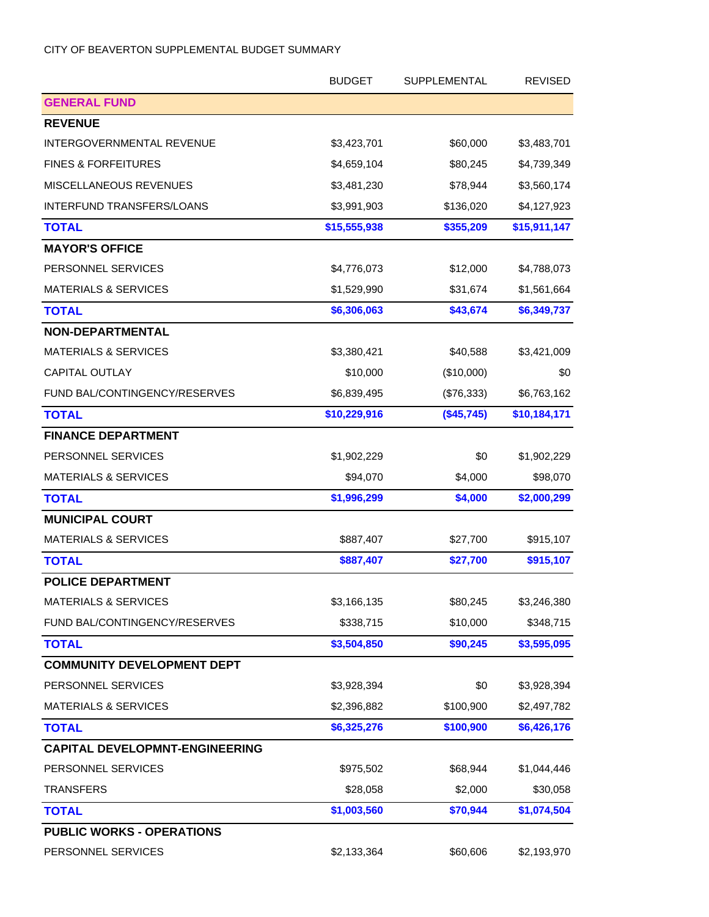CITY OF BEAVERTON SUPPLEMENTAL BUDGET SUMMARY

| | BUDGET | SUPPLEMENTAL | REVISED |
|---|---|---|---|
| **GENERAL FUND** | | | |
| **REVENUE** | | | |
| INTERGOVERNMENTAL REVENUE | $3,423,701 | $60,000 | $3,483,701 |
| FINES & FORFEITURES | $4,659,104 | $80,245 | $4,739,349 |
| MISCELLANEOUS REVENUES | $3,481,230 | $78,944 | $3,560,174 |
| INTERFUND TRANSFERS/LOANS | $3,991,903 | $136,020 | $4,127,923 |
| **TOTAL** | **$15,555,938** | **$355,209** | **$15,911,147** |
| **MAYOR'S OFFICE** | | | |
| PERSONNEL SERVICES | $4,776,073 | $12,000 | $4,788,073 |
| MATERIALS & SERVICES | $1,529,990 | $31,674 | $1,561,664 |
| **TOTAL** | **$6,306,063** | **$43,674** | **$6,349,737** |
| **NON-DEPARTMENTAL** | | | |
| MATERIALS & SERVICES | $3,380,421 | $40,588 | $3,421,009 |
| CAPITAL OUTLAY | $10,000 | ($10,000) | $0 |
| FUND BAL/CONTINGENCY/RESERVES | $6,839,495 | ($76,333) | $6,763,162 |
| **TOTAL** | **$10,229,916** | **($45,745)** | **$10,184,171** |
| **FINANCE DEPARTMENT** | | | |
| PERSONNEL SERVICES | $1,902,229 | $0 | $1,902,229 |
| MATERIALS & SERVICES | $94,070 | $4,000 | $98,070 |
| **TOTAL** | **$1,996,299** | **$4,000** | **$2,000,299** |
| **MUNICIPAL COURT** | | | |
| MATERIALS & SERVICES | $887,407 | $27,700 | $915,107 |
| **TOTAL** | **$887,407** | **$27,700** | **$915,107** |
| **POLICE DEPARTMENT** | | | |
| MATERIALS & SERVICES | $3,166,135 | $80,245 | $3,246,380 |
| FUND BAL/CONTINGENCY/RESERVES | $338,715 | $10,000 | $348,715 |
| **TOTAL** | **$3,504,850** | **$90,245** | **$3,595,095** |
| **COMMUNITY DEVELOPMENT DEPT** | | | |
| PERSONNEL SERVICES | $3,928,394 | $0 | $3,928,394 |
| MATERIALS & SERVICES | $2,396,882 | $100,900 | $2,497,782 |
| **TOTAL** | **$6,325,276** | **$100,900** | **$6,426,176** |
| **CAPITAL DEVELOPMNT-ENGINEERING** | | | |
| PERSONNEL SERVICES | $975,502 | $68,944 | $1,044,446 |
| TRANSFERS | $28,058 | $2,000 | $30,058 |
| **TOTAL** | **$1,003,560** | **$70,944** | **$1,074,504** |
| **PUBLIC WORKS - OPERATIONS** | | | |
| PERSONNEL SERVICES | $2,133,364 | $60,606 | $2,193,970 |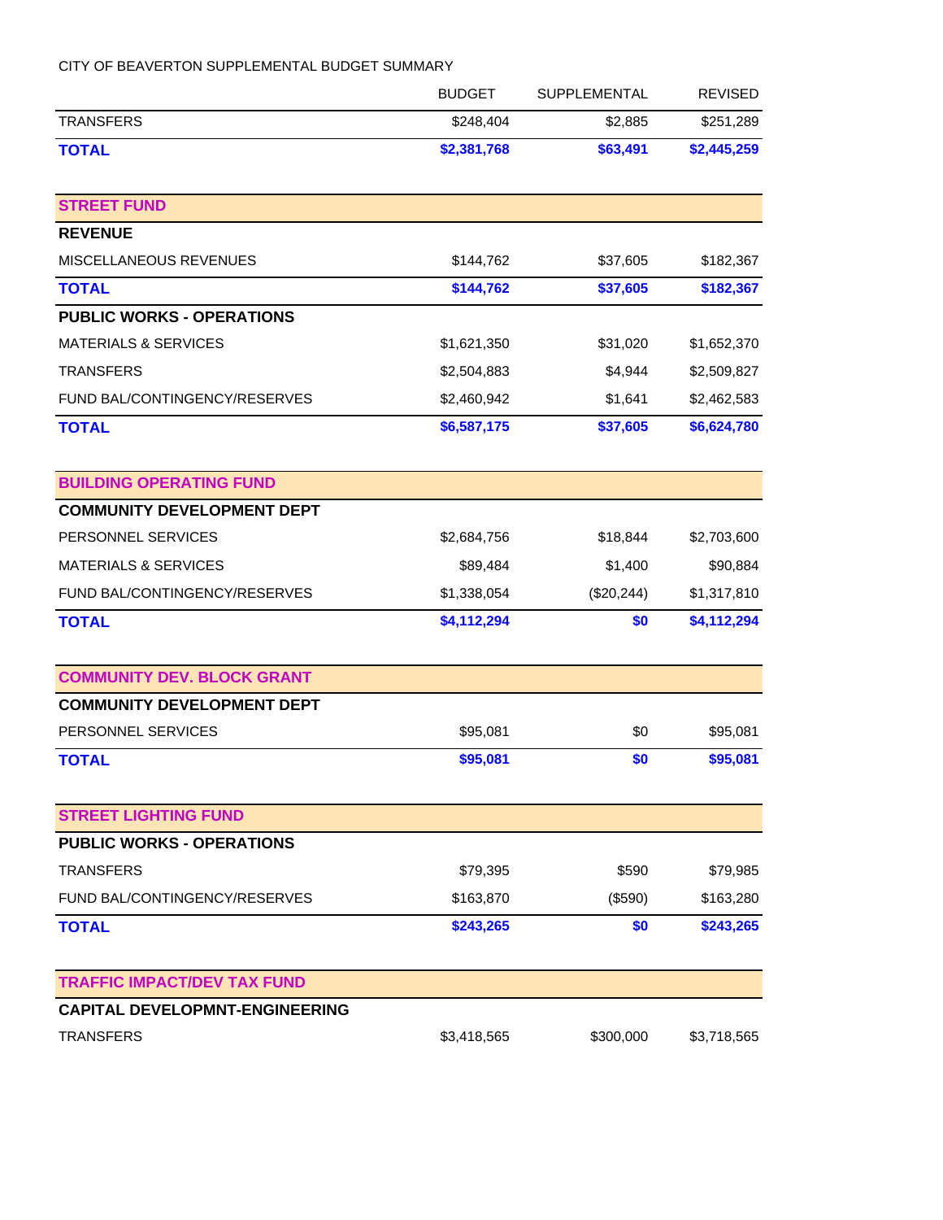CITY OF BEAVERTON SUPPLEMENTAL BUDGET SUMMARY

| | BUDGET | SUPPLEMENTAL | REVISED |
|---|---|---|---|
| TRANSFERS | $248,404 | $2,885 | $251,289 |
| **TOTAL** | **$2,381,768** | **$63,491** | **$2,445,259** |
| **STREET FUND** | | | |
| **REVENUE** | | | |
| MISCELLANEOUS REVENUES | $144,762 | $37,605 | $182,367 |
| **TOTAL** | **$144,762** | **$37,605** | **$182,367** |
| **PUBLIC WORKS - OPERATIONS** | | | |
| MATERIALS & SERVICES | $1,621,350 | $31,020 | $1,652,370 |
| TRANSFERS | $2,504,883 | $4,944 | $2,509,827 |
| FUND BAL/CONTINGENCY/RESERVES | $2,460,942 | $1,641 | $2,462,583 |
| **TOTAL** | **$6,587,175** | **$37,605** | **$6,624,780** |
| **BUILDING OPERATING FUND** | | | |
| **COMMUNITY DEVELOPMENT DEPT** | | | |
| PERSONNEL SERVICES | $2,684,756 | $18,844 | $2,703,600 |
| MATERIALS & SERVICES | $89,484 | $1,400 | $90,884 |
| FUND BAL/CONTINGENCY/RESERVES | $1,338,054 | ($20,244) | $1,317,810 |
| **TOTAL** | **$4,112,294** | **$0** | **$4,112,294** |
| **COMMUNITY DEV. BLOCK GRANT** | | | |
| **COMMUNITY DEVELOPMENT DEPT** | | | |
| PERSONNEL SERVICES | $95,081 | $0 | $95,081 |
| **TOTAL** | **$95,081** | **$0** | **$95,081** |
| **STREET LIGHTING FUND** | | | |
| **PUBLIC WORKS - OPERATIONS** | | | |
| TRANSFERS | $79,395 | $590 | $79,985 |
| FUND BAL/CONTINGENCY/RESERVES | $163,870 | ($590) | $163,280 |
| **TOTAL** | **$243,265** | **$0** | **$243,265** |
| **TRAFFIC IMPACT/DEV TAX FUND** | | | |
| **CAPITAL DEVELOPMNT-ENGINEERING** | | | |
| TRANSFERS | $3,418,565 | $300,000 | $3,718,565 |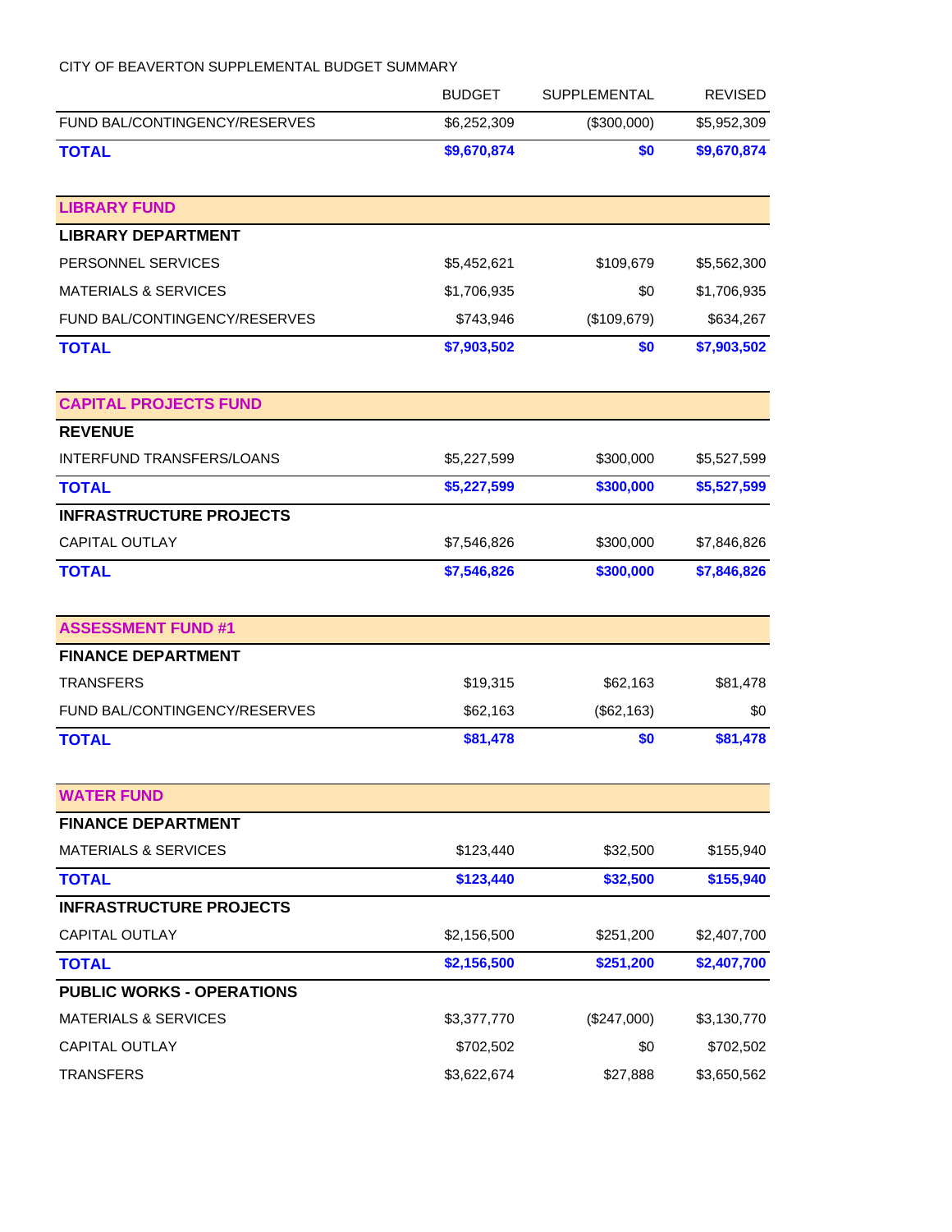CITY OF BEAVERTON SUPPLEMENTAL BUDGET SUMMARY

| | BUDGET | SUPPLEMENTAL | REVISED |
|---|---|---|---|
| FUND BAL/CONTINGENCY/RESERVES | $6,252,309 | ($300,000) | $5,952,309 |
| **TOTAL** | **$9,670,874** | **$0** | **$9,670,874** |
| | | | |
| **LIBRARY FUND** | | | |
| **LIBRARY DEPARTMENT** | | | |
| PERSONNEL SERVICES | $5,452,621 | $109,679 | $5,562,300 |
| MATERIALS & SERVICES | $1,706,935 | $0 | $1,706,935 |
| FUND BAL/CONTINGENCY/RESERVES | $743,946 | ($109,679) | $634,267 |
| **TOTAL** | **$7,903,502** | **$0** | **$7,903,502** |
| | | | |
| **CAPITAL PROJECTS FUND** | | | |
| **REVENUE** | | | |
| INTERFUND TRANSFERS/LOANS | $5,227,599 | $300,000 | $5,527,599 |
| **TOTAL** | **$5,227,599** | **$300,000** | **$5,527,599** |
| **INFRASTRUCTURE PROJECTS** | | | |
| CAPITAL OUTLAY | $7,546,826 | $300,000 | $7,846,826 |
| **TOTAL** | **$7,546,826** | **$300,000** | **$7,846,826** |
| | | | |
| **ASSESSMENT FUND #1** | | | |
| **FINANCE DEPARTMENT** | | | |
| TRANSFERS | $19,315 | $62,163 | $81,478 |
| FUND BAL/CONTINGENCY/RESERVES | $62,163 | ($62,163) | $0 |
| **TOTAL** | **$81,478** | **$0** | **$81,478** |
| | | | |
| **WATER FUND** | | | |
| **FINANCE DEPARTMENT** | | | |
| MATERIALS & SERVICES | $123,440 | $32,500 | $155,940 |
| **TOTAL** | **$123,440** | **$32,500** | **$155,940** |
| **INFRASTRUCTURE PROJECTS** | | | |
| CAPITAL OUTLAY | $2,156,500 | $251,200 | $2,407,700 |
| **TOTAL** | **$2,156,500** | **$251,200** | **$2,407,700** |
| **PUBLIC WORKS - OPERATIONS** | | | |
| MATERIALS & SERVICES | $3,377,770 | ($247,000) | $3,130,770 |
| CAPITAL OUTLAY | $702,502 | $0 | $702,502 |
| TRANSFERS | $3,622,674 | $27,888 | $3,650,562 |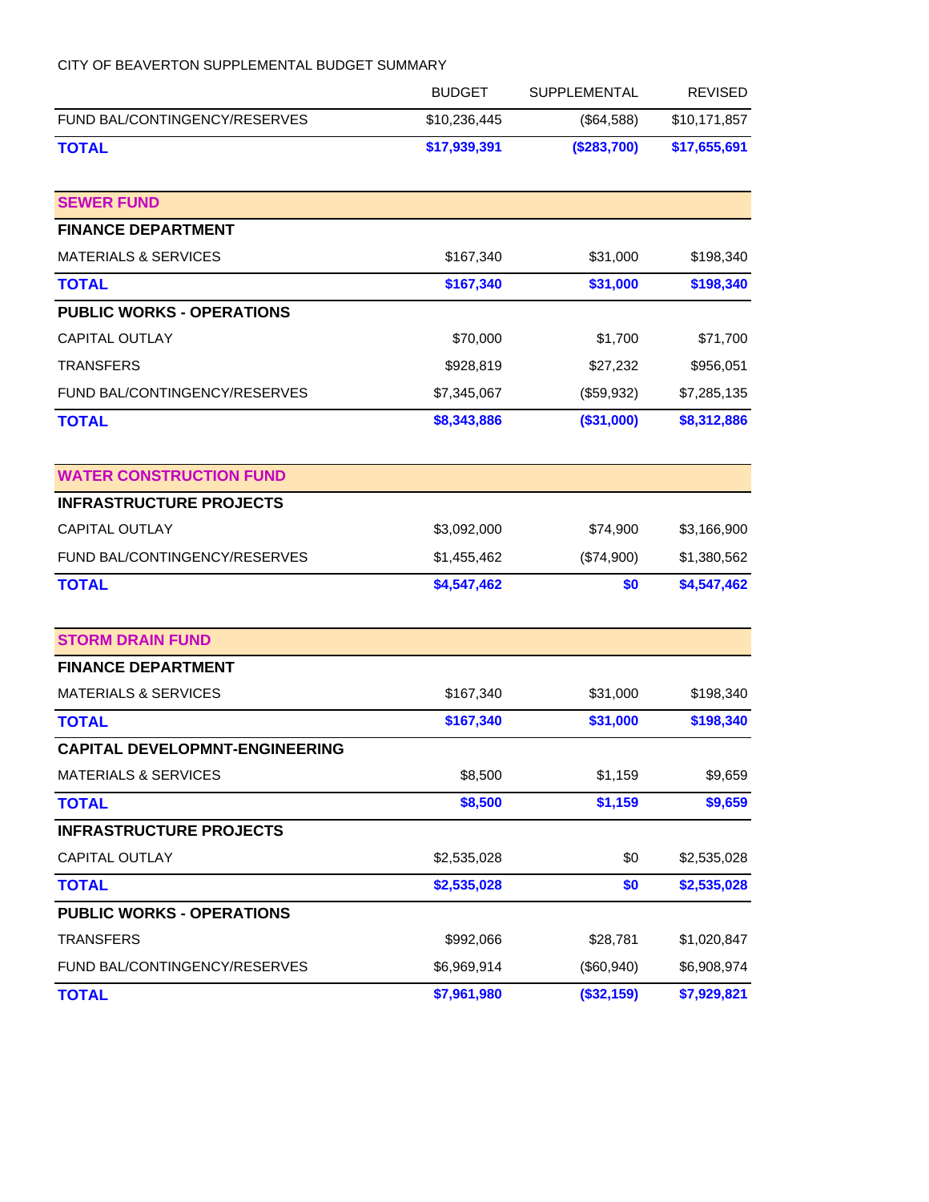CITY OF BEAVERTON SUPPLEMENTAL BUDGET SUMMARY

| | BUDGET | SUPPLEMENTAL | REVISED |
|---|---|---|---|
| FUND BAL/CONTINGENCY/RESERVES | $10,236,445 | ($64,588) | $10,171,857 |
| **TOTAL** | **$17,939,391** | **($283,700)** | **$17,655,691** |
| | | | |
| **SEWER FUND** | | | |
| **FINANCE DEPARTMENT** | | | |
| MATERIALS & SERVICES | $167,340 | $31,000 | $198,340 |
| **TOTAL** | **$167,340** | **$31,000** | **$198,340** |
| **PUBLIC WORKS - OPERATIONS** | | | |
| CAPITAL OUTLAY | $70,000 | $1,700 | $71,700 |
| TRANSFERS | $928,819 | $27,232 | $956,051 |
| FUND BAL/CONTINGENCY/RESERVES | $7,345,067 | ($59,932) | $7,285,135 |
| **TOTAL** | **$8,343,886** | **($31,000)** | **$8,312,886** |
| | | | |
| **WATER CONSTRUCTION FUND** | | | |
| **INFRASTRUCTURE PROJECTS** | | | |
| CAPITAL OUTLAY | $3,092,000 | $74,900 | $3,166,900 |
| FUND BAL/CONTINGENCY/RESERVES | $1,455,462 | ($74,900) | $1,380,562 |
| **TOTAL** | **$4,547,462** | **$0** | **$4,547,462** |
| | | | |
| **STORM DRAIN FUND** | | | |
| **FINANCE DEPARTMENT** | | | |
| MATERIALS & SERVICES | $167,340 | $31,000 | $198,340 |
| **TOTAL** | **$167,340** | **$31,000** | **$198,340** |
| **CAPITAL DEVELOPMNT-ENGINEERING** | | | |
| MATERIALS & SERVICES | $8,500 | $1,159 | $9,659 |
| **TOTAL** | **$8,500** | **$1,159** | **$9,659** |
| **INFRASTRUCTURE PROJECTS** | | | |
| CAPITAL OUTLAY | $2,535,028 | $0 | $2,535,028 |
| **TOTAL** | **$2,535,028** | **$0** | **$2,535,028** |
| **PUBLIC WORKS - OPERATIONS** | | | |
| TRANSFERS | $992,066 | $28,781 | $1,020,847 |
| FUND BAL/CONTINGENCY/RESERVES | $6,969,914 | ($60,940) | $6,908,974 |
| **TOTAL** | **$7,961,980** | **($32,159)** | **$7,929,821** |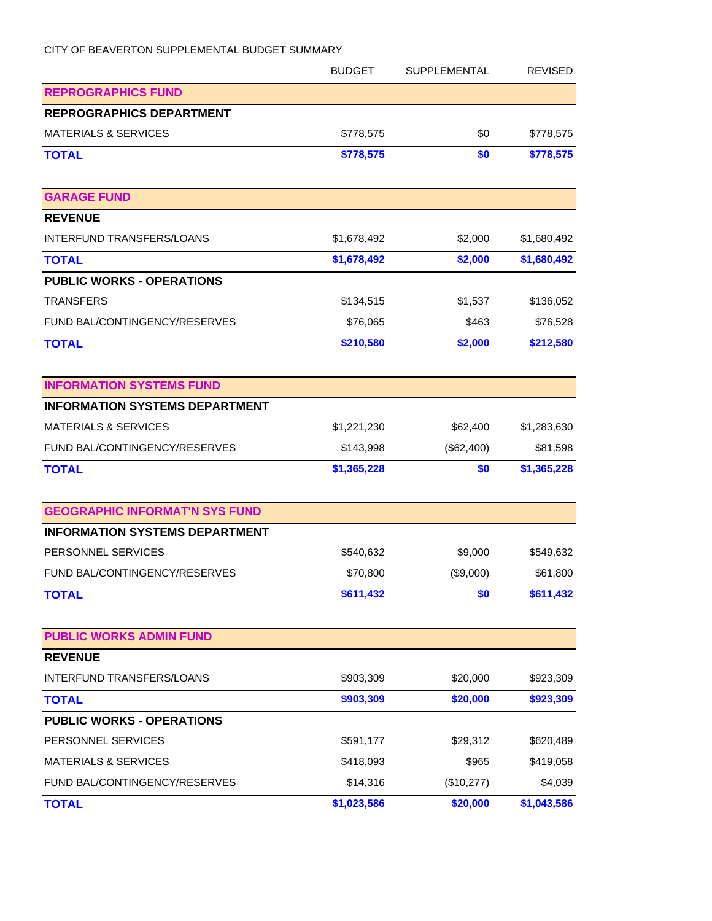CITY OF BEAVERTON SUPPLEMENTAL BUDGET SUMMARY

| | BUDGET | SUPPLEMENTAL | REVISED |
|---|---|---|---|
| **REPROGRAPHICS FUND** | | | |
| **REPROGRAPHICS DEPARTMENT** | | | |
| MATERIALS & SERVICES | $778,575 | $0 | $778,575 |
| **TOTAL** | **$778,575** | **$0** | **$778,575** |
| | | | |
| **GARAGE FUND** | | | |
| **REVENUE** | | | |
| INTERFUND TRANSFERS/LOANS | $1,678,492 | $2,000 | $1,680,492 |
| **TOTAL** | **$1,678,492** | **$2,000** | **$1,680,492** |
| **PUBLIC WORKS - OPERATIONS** | | | |
| TRANSFERS | $134,515 | $1,537 | $136,052 |
| FUND BAL/CONTINGENCY/RESERVES | $76,065 | $463 | $76,528 |
| **TOTAL** | **$210,580** | **$2,000** | **$212,580** |
| | | | |
| **INFORMATION SYSTEMS FUND** | | | |
| **INFORMATION SYSTEMS DEPARTMENT** | | | |
| MATERIALS & SERVICES | $1,221,230 | $62,400 | $1,283,630 |
| FUND BAL/CONTINGENCY/RESERVES | $143,998 | ($62,400) | $81,598 |
| **TOTAL** | **$1,365,228** | **$0** | **$1,365,228** |
| | | | |
| **GEOGRAPHIC INFORMAT'N SYS FUND** | | | |
| **INFORMATION SYSTEMS DEPARTMENT** | | | |
| PERSONNEL SERVICES | $540,632 | $9,000 | $549,632 |
| FUND BAL/CONTINGENCY/RESERVES | $70,800 | ($9,000) | $61,800 |
| **TOTAL** | **$611,432** | **$0** | **$611,432** |
| | | | |
| **PUBLIC WORKS ADMIN FUND** | | | |
| **REVENUE** | | | |
| INTERFUND TRANSFERS/LOANS | $903,309 | $20,000 | $923,309 |
| **TOTAL** | **$903,309** | **$20,000** | **$923,309** |
| **PUBLIC WORKS - OPERATIONS** | | | |
| PERSONNEL SERVICES | $591,177 | $29,312 | $620,489 |
| MATERIALS & SERVICES | $418,093 | $965 | $419,058 |
| FUND BAL/CONTINGENCY/RESERVES | $14,316 | ($10,277) | $4,039 |
| **TOTAL** | **$1,023,586** | **$20,000** | **$1,043,586** |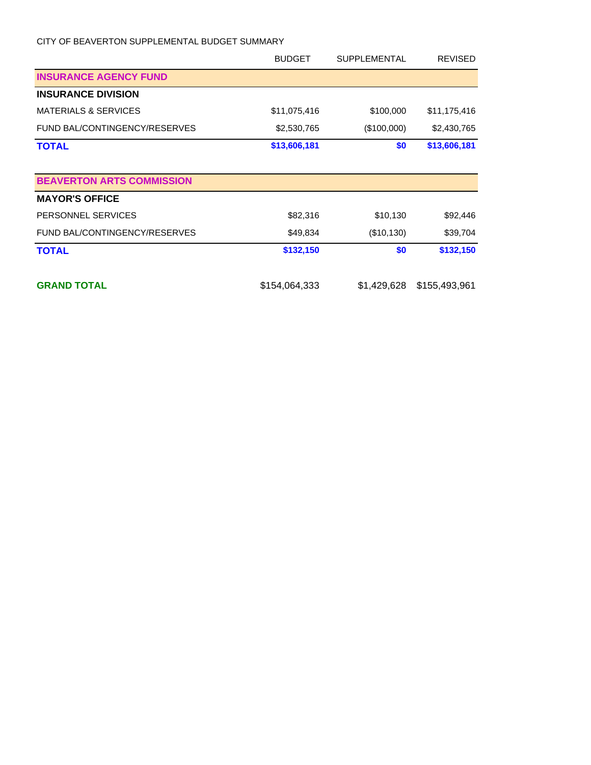CITY OF BEAVERTON SUPPLEMENTAL BUDGET SUMMARY

| | BUDGET | SUPPLEMENTAL | REVISED |
|---|---|---|---|
| **INSURANCE AGENCY FUND** | | | |
| **INSURANCE DIVISION** | | | |
| MATERIALS & SERVICES | $11,075,416 | $100,000 | $11,175,416 |
| FUND BAL/CONTINGENCY/RESERVES | $2,530,765 | ($100,000) | $2,430,765 |
| **TOTAL** | **$13,606,181** | **$0** | **$13,606,181** |
| | | | |
| **BEAVERTON ARTS COMMISSION** | | | |
| **MAYOR'S OFFICE** | | | |
| PERSONNEL SERVICES | $82,316 | $10,130 | $92,446 |
| FUND BAL/CONTINGENCY/RESERVES | $49,834 | ($10,130) | $39,704 |
| **TOTAL** | **$132,150** | **$0** | **$132,150** |
| | | | |
| **GRAND TOTAL** | $154,064,333 | $1,429,628 | $155,493,961 |